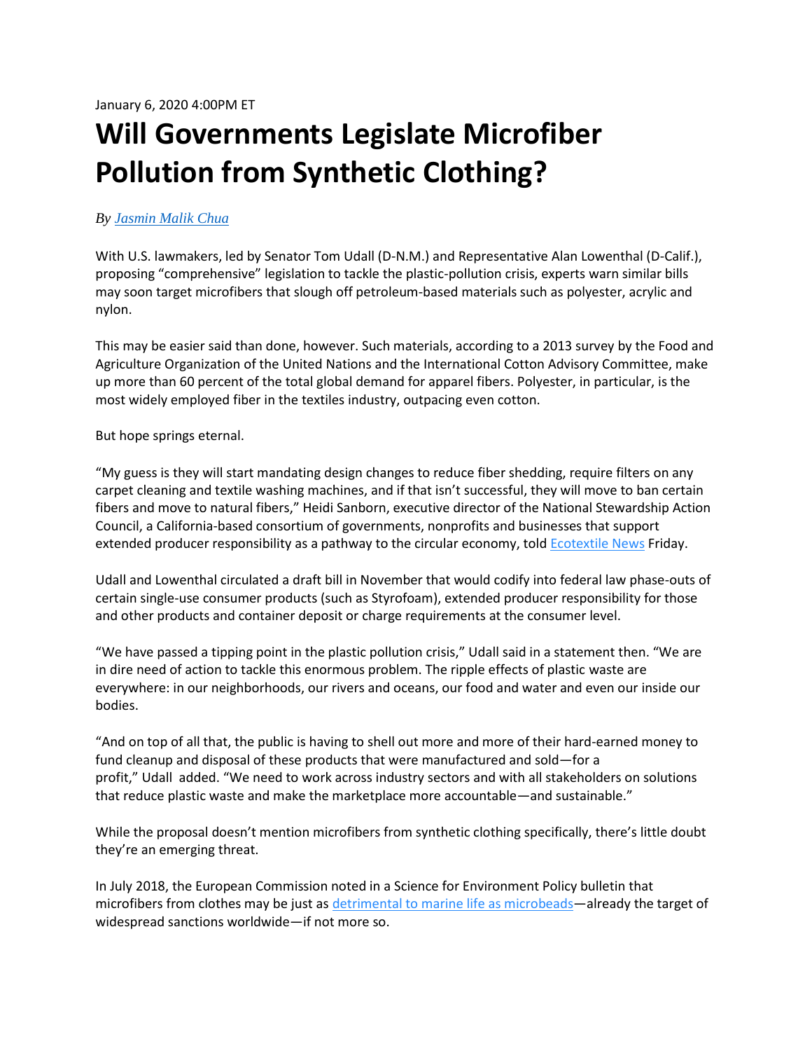January 6, 2020 4:00PM ET

# Will Governments Legislate Microfiber Pollution from Synthetic Clothing?

*By [Jasmin Malik Chua]*

With U.S. lawmakers, led by Senator Tom Udall (D-N.M.) and Representative Alan Lowenthal (D-Calif.), proposing "comprehensive" legislation to tackle the plastic-pollution crisis, experts warn similar bills may soon target microfibers that slough off petroleum-based materials such as polyester, acrylic and nylon.

This may be easier said than done, however. Such materials, according to a 2013 survey by the Food and Agriculture Organization of the United Nations and the International Cotton Advisory Committee, make up more than 60 percent of the total global demand for apparel fibers. Polyester, in particular, is the most widely employed fiber in the textiles industry, outpacing even cotton.

But hope springs eternal.

"My guess is they will start mandating design changes to reduce fiber shedding, require filters on any carpet cleaning and textile washing machines, and if that isn't successful, they will move to ban certain fibers and move to natural fibers," Heidi Sanborn, executive director of the National Stewardship Action Council, a California-based consortium of governments, nonprofits and businesses that support extended producer responsibility as a pathway to the circular economy, told Ecotextile News Friday.

Udall and Lowenthal circulated a draft bill in November that would codify into federal law phase-outs of certain single-use consumer products (such as Styrofoam), extended producer responsibility for those and other products and container deposit or charge requirements at the consumer level.

"We have passed a tipping point in the plastic pollution crisis," Udall said in a statement then. "We are in dire need of action to tackle this enormous problem. The ripple effects of plastic waste are everywhere: in our neighborhoods, our rivers and oceans, our food and water and even our inside our bodies.

"And on top of all that, the public is having to shell out more and more of their hard-earned money to fund cleanup and disposal of these products that were manufactured and sold—for a profit," Udall added. "We need to work across industry sectors and with all stakeholders on solutions that reduce plastic waste and make the marketplace more accountable—and sustainable."

While the proposal doesn't mention microfibers from synthetic clothing specifically, there's little doubt they're an emerging threat.

In July 2018, the European Commission noted in a Science for Environment Policy bulletin that microfibers from clothes may be just as detrimental to marine life as microbeads—already the target of widespread sanctions worldwide—if not more so.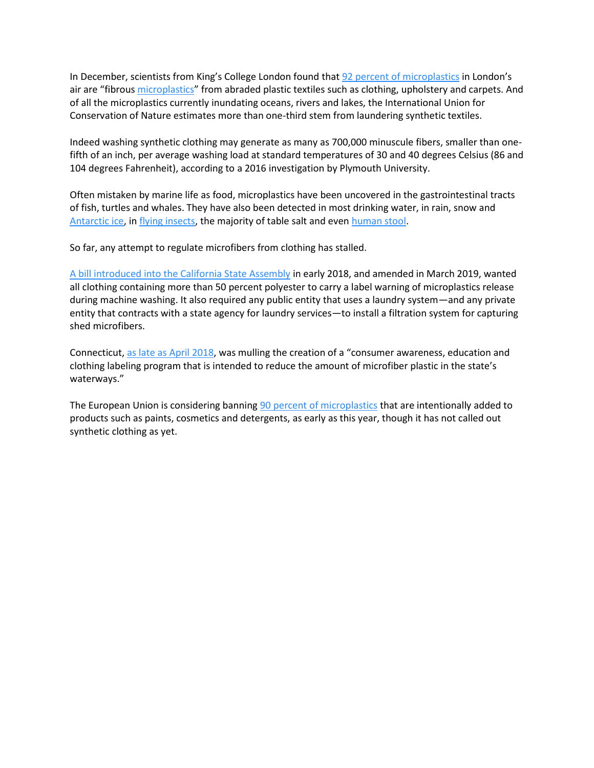In December, scientists from King's College London found that 92 percent of microplastics in London's air are "fibrous microplastics" from abraded plastic textiles such as clothing, upholstery and carpets. And of all the microplastics currently inundating oceans, rivers and lakes, the International Union for Conservation of Nature estimates more than one-third stem from laundering synthetic textiles.

Indeed washing synthetic clothing may generate as many as 700,000 minuscule fibers, smaller than one-fifth of an inch, per average washing load at standard temperatures of 30 and 40 degrees Celsius (86 and 104 degrees Fahrenheit), according to a 2016 investigation by Plymouth University.

Often mistaken by marine life as food, microplastics have been uncovered in the gastrointestinal tracts of fish, turtles and whales. They have also been detected in most drinking water, in rain, snow and Antarctic ice, in flying insects, the majority of table salt and even human stool.

So far, any attempt to regulate microfibers from clothing has stalled.

A bill introduced into the California State Assembly in early 2018, and amended in March 2019, wanted all clothing containing more than 50 percent polyester to carry a label warning of microplastics release during machine washing. It also required any public entity that uses a laundry system—and any private entity that contracts with a state agency for laundry services—to install a filtration system for capturing shed microfibers.

Connecticut, as late as April 2018, was mulling the creation of a "consumer awareness, education and clothing labeling program that is intended to reduce the amount of microfiber plastic in the state's waterways."

The European Union is considering banning 90 percent of microplastics that are intentionally added to products such as paints, cosmetics and detergents, as early as this year, though it has not called out synthetic clothing as yet.